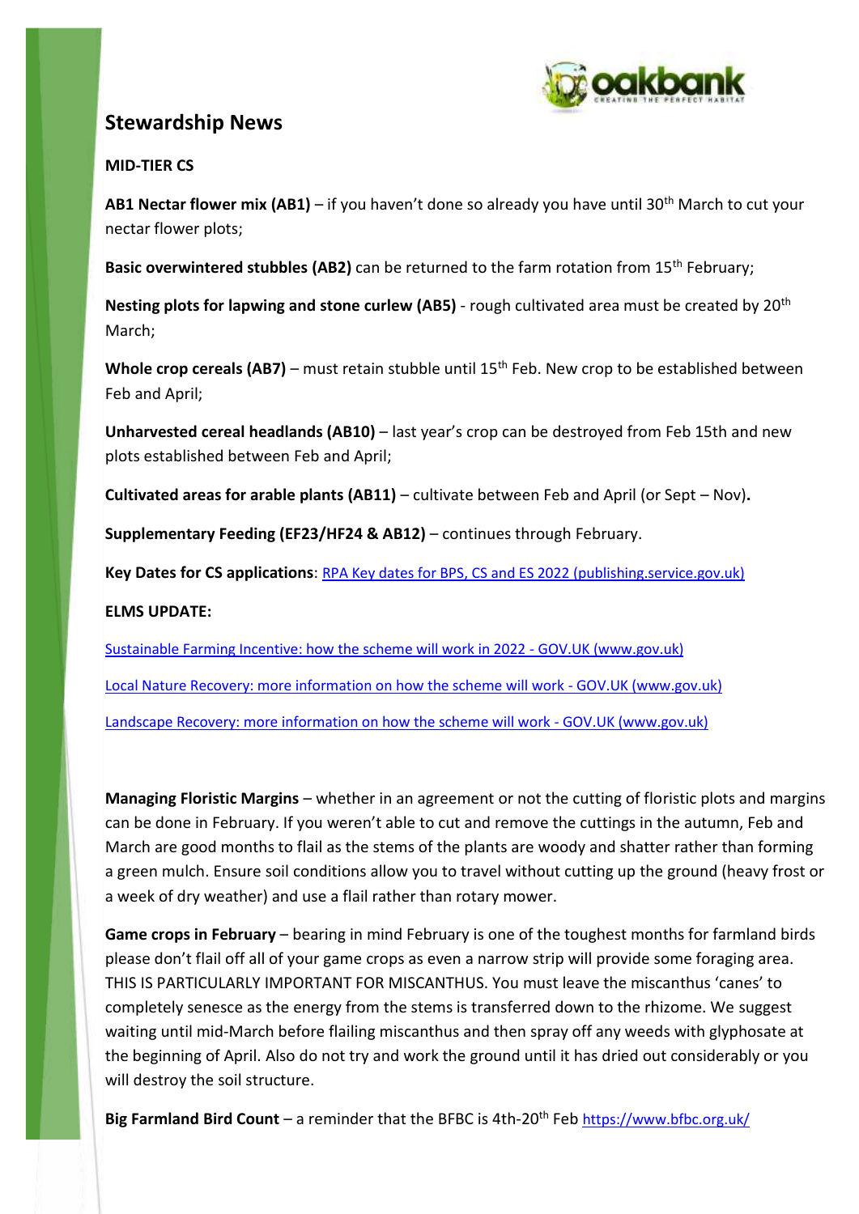## Stewardship News

**MID-TIER CS**

**AB1 Nectar flower mix (AB1)** – if you haven't done so already you have until 30th March to cut your nectar flower plots;

**Basic overwintered stubbles (AB2)** can be returned to the farm rotation from 15th February;

**Nesting plots for lapwing and stone curlew (AB5)** - rough cultivated area must be created by 20th March;

**Whole crop cereals (AB7)** – must retain stubble until 15th Feb. New crop to be established between Feb and April;

**Unharvested cereal headlands (AB10)** – last year's crop can be destroyed from Feb 15th and new plots established between Feb and April;

**Cultivated areas for arable plants (AB11)** – cultivate between Feb and April (or Sept – Nov)**.**

**Supplementary Feeding (EF23/HF24 & AB12)** – continues through February.

**Key Dates for CS applications**: RPA Key dates for BPS, CS and ES 2022 (publishing.service.gov.uk)

**ELMS UPDATE:**

Sustainable Farming Incentive: how the scheme will work in 2022 - GOV.UK (www.gov.uk)

Local Nature Recovery: more information on how the scheme will work - GOV.UK (www.gov.uk)

Landscape Recovery: more information on how the scheme will work - GOV.UK (www.gov.uk)

**Managing Floristic Margins** – whether in an agreement or not the cutting of floristic plots and margins can be done in February. If you weren't able to cut and remove the cuttings in the autumn, Feb and March are good months to flail as the stems of the plants are woody and shatter rather than forming a green mulch. Ensure soil conditions allow you to travel without cutting up the ground (heavy frost or a week of dry weather) and use a flail rather than rotary mower.

**Game crops in February** – bearing in mind February is one of the toughest months for farmland birds please don't flail off all of your game crops as even a narrow strip will provide some foraging area. THIS IS PARTICULARLY IMPORTANT FOR MISCANTHUS. You must leave the miscanthus 'canes' to completely senesce as the energy from the stems is transferred down to the rhizome. We suggest waiting until mid-March before flailing miscanthus and then spray off any weeds with glyphosate at the beginning of April. Also do not try and work the ground until it has dried out considerably or you will destroy the soil structure.

**Big Farmland Bird Count** – a reminder that the BFBC is 4th-20th Feb https://www.bfbc.org.uk/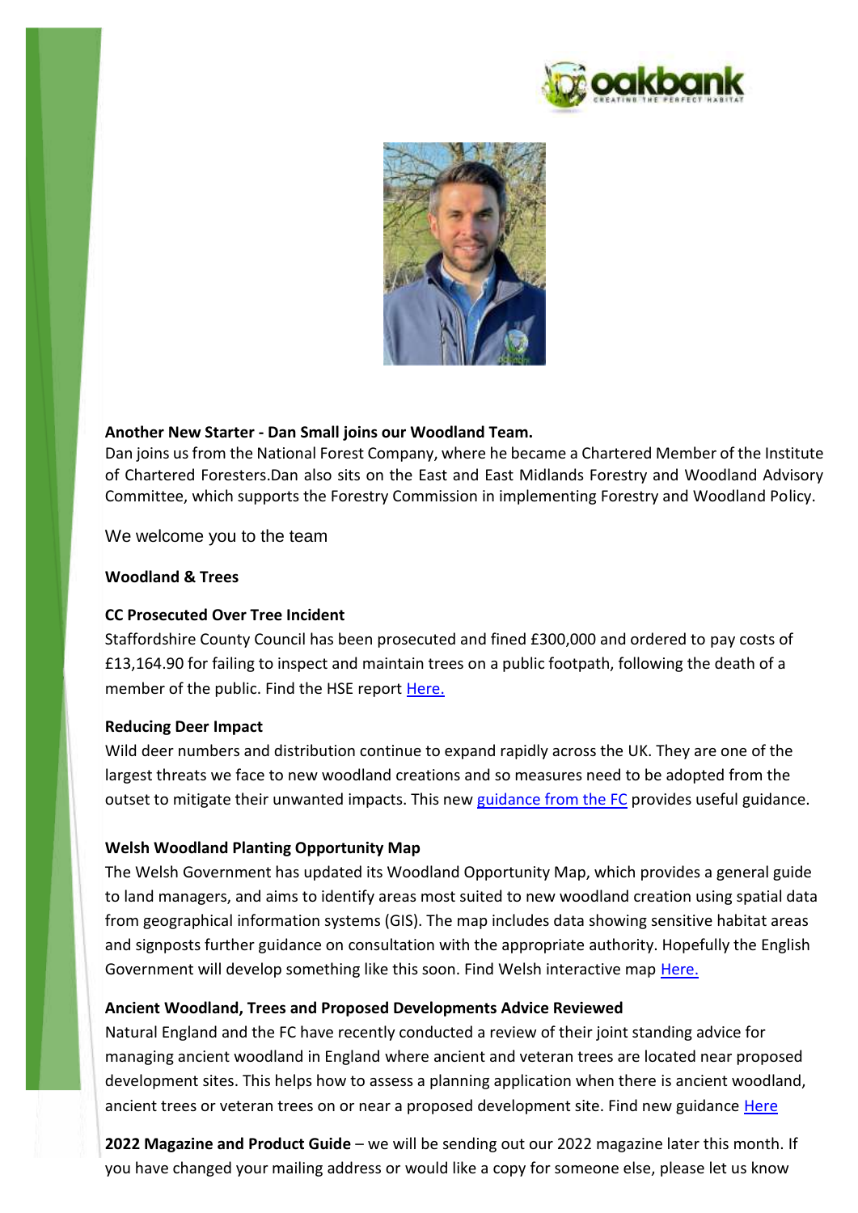**Another New Starter - Dan Small joins our Woodland Team.**
Dan joins us from the National Forest Company, where he became a Chartered Member of the Institute of Chartered Foresters.Dan also sits on the East and East Midlands Forestry and Woodland Advisory Committee, which supports the Forestry Commission in implementing Forestry and Woodland Policy.

We welcome you to the team

**Woodland & Trees**

**CC Prosecuted Over Tree Incident**
Staffordshire County Council has been prosecuted and fined £300,000 and ordered to pay costs of £13,164.90 for failing to inspect and maintain trees on a public footpath, following the death of a member of the public. Find the HSE report Here.

**Reducing Deer Impact**
Wild deer numbers and distribution continue to expand rapidly across the UK. They are one of the largest threats we face to new woodland creations and so measures need to be adopted from the outset to mitigate their unwanted impacts. This new guidance from the FC provides useful guidance.

**Welsh Woodland Planting Opportunity Map**
The Welsh Government has updated its Woodland Opportunity Map, which provides a general guide to land managers, and aims to identify areas most suited to new woodland creation using spatial data from geographical information systems (GIS). The map includes data showing sensitive habitat areas and signposts further guidance on consultation with the appropriate authority. Hopefully the English Government will develop something like this soon. Find Welsh interactive map Here.

**Ancient Woodland, Trees and Proposed Developments Advice Reviewed**
Natural England and the FC have recently conducted a review of their joint standing advice for managing ancient woodland in England where ancient and veteran trees are located near proposed development sites. This helps how to assess a planning application when there is ancient woodland, ancient trees or veteran trees on or near a proposed development site. Find new guidance Here

**2022 Magazine and Product Guide** – we will be sending out our 2022 magazine later this month. If you have changed your mailing address or would like a copy for someone else, please let us know